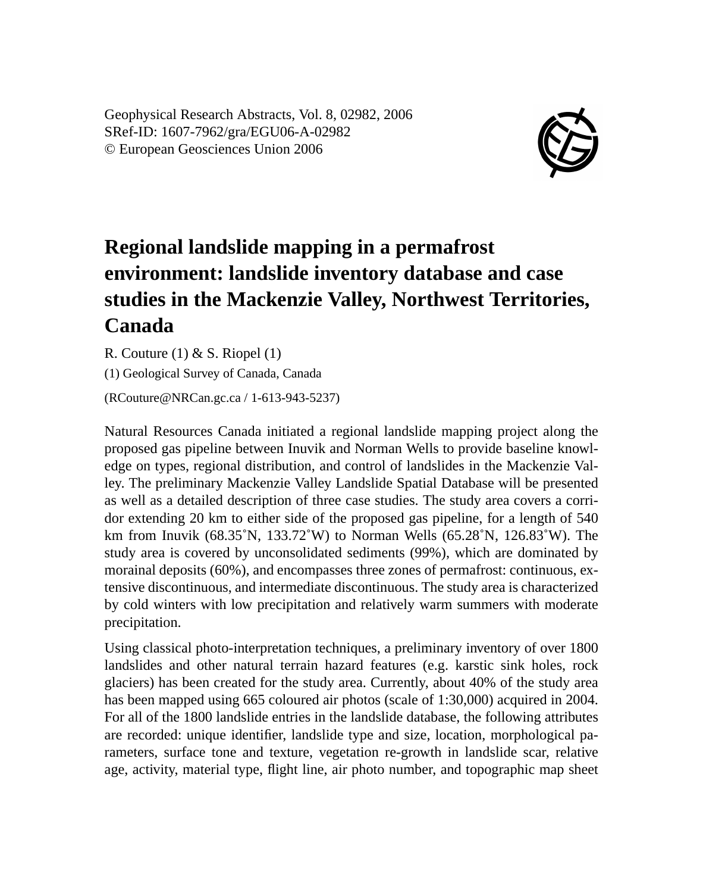Geophysical Research Abstracts, Vol. 8, 02982, 2006
SRef-ID: 1607-7962/gra/EGU06-A-02982
© European Geosciences Union 2006

# Regional landslide mapping in a permafrost environment: landslide inventory database and case studies in the Mackenzie Valley, Northwest Territories, Canada

R. Couture (1) & S. Riopel (1)

(1) Geological Survey of Canada, Canada

(RCouture@NRCan.gc.ca / 1-613-943-5237)

Natural Resources Canada initiated a regional landslide mapping project along the proposed gas pipeline between Inuvik and Norman Wells to provide baseline knowledge on types, regional distribution, and control of landslides in the Mackenzie Valley. The preliminary Mackenzie Valley Landslide Spatial Database will be presented as well as a detailed description of three case studies. The study area covers a corridor extending 20 km to either side of the proposed gas pipeline, for a length of 540 km from Inuvik (68.35˚N, 133.72˚W) to Norman Wells (65.28˚N, 126.83˚W). The study area is covered by unconsolidated sediments (99%), which are dominated by morainal deposits (60%), and encompasses three zones of permafrost: continuous, extensive discontinuous, and intermediate discontinuous. The study area is characterized by cold winters with low precipitation and relatively warm summers with moderate precipitation.

Using classical photo-interpretation techniques, a preliminary inventory of over 1800 landslides and other natural terrain hazard features (e.g. karstic sink holes, rock glaciers) has been created for the study area. Currently, about 40% of the study area has been mapped using 665 coloured air photos (scale of 1:30,000) acquired in 2004. For all of the 1800 landslide entries in the landslide database, the following attributes are recorded: unique identifier, landslide type and size, location, morphological parameters, surface tone and texture, vegetation re-growth in landslide scar, relative age, activity, material type, flight line, air photo number, and topographic map sheet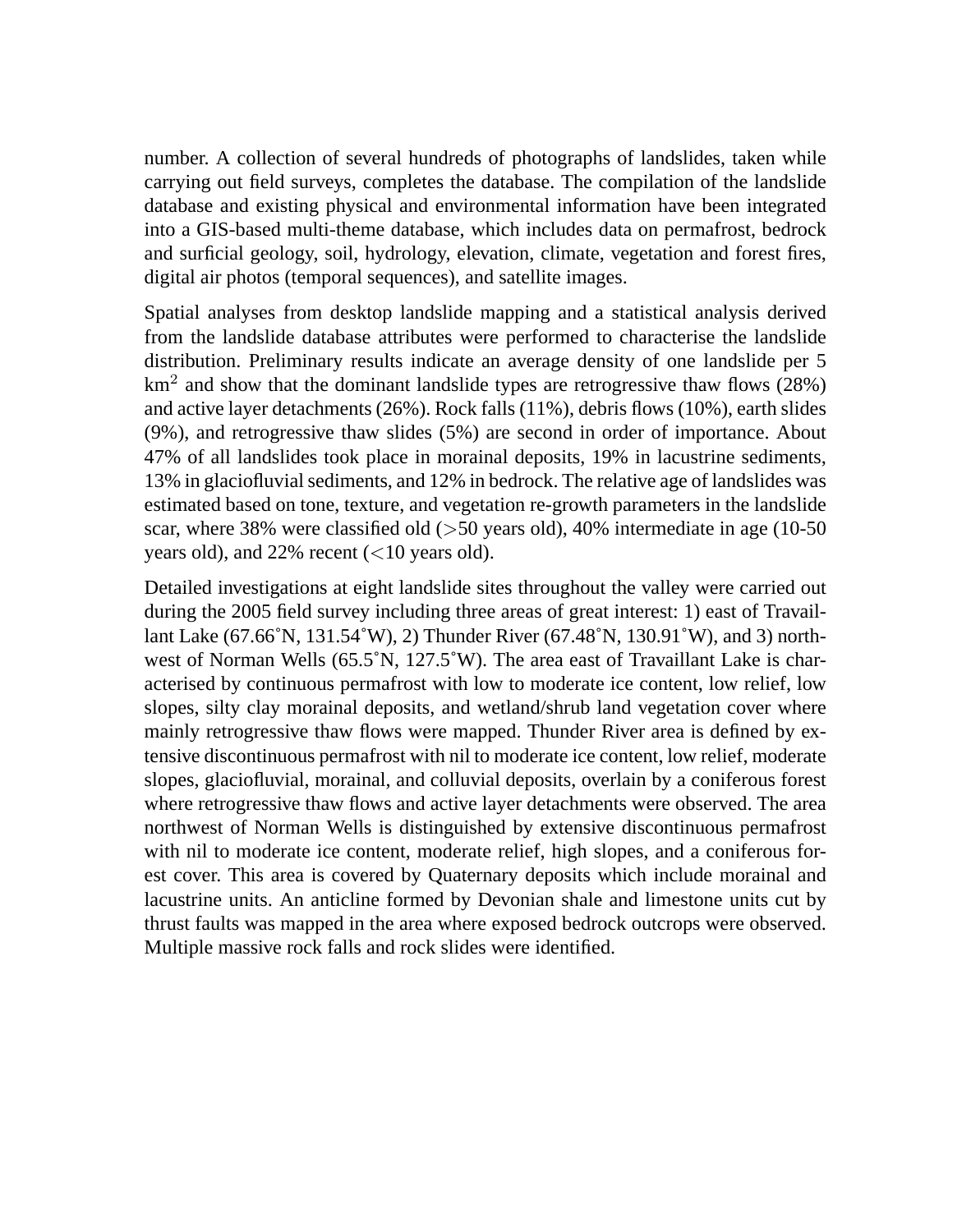number. A collection of several hundreds of photographs of landslides, taken while carrying out field surveys, completes the database. The compilation of the landslide database and existing physical and environmental information have been integrated into a GIS-based multi-theme database, which includes data on permafrost, bedrock and surficial geology, soil, hydrology, elevation, climate, vegetation and forest fires, digital air photos (temporal sequences), and satellite images.

Spatial analyses from desktop landslide mapping and a statistical analysis derived from the landslide database attributes were performed to characterise the landslide distribution. Preliminary results indicate an average density of one landslide per 5 $km^2$ and show that the dominant landslide types are retrogressive thaw flows (28%) and active layer detachments (26%). Rock falls (11%), debris flows (10%), earth slides (9%), and retrogressive thaw slides (5%) are second in order of importance. About 47% of all landslides took place in morainal deposits, 19% in lacustrine sediments, 13% in glaciofluvial sediments, and 12% in bedrock. The relative age of landslides was estimated based on tone, texture, and vegetation re-growth parameters in the landslide scar, where 38% were classified old (>50 years old), 40% intermediate in age (10-50 years old), and 22% recent (<10 years old).

Detailed investigations at eight landslide sites throughout the valley were carried out during the 2005 field survey including three areas of great interest: 1) east of Travaillant Lake (67.66˚N, 131.54˚W), 2) Thunder River (67.48˚N, 130.91˚W), and 3) northwest of Norman Wells (65.5˚N, 127.5˚W). The area east of Travaillant Lake is characterised by continuous permafrost with low to moderate ice content, low relief, low slopes, silty clay morainal deposits, and wetland/shrub land vegetation cover where mainly retrogressive thaw flows were mapped. Thunder River area is defined by extensive discontinuous permafrost with nil to moderate ice content, low relief, moderate slopes, glaciofluvial, morainal, and colluvial deposits, overlain by a coniferous forest where retrogressive thaw flows and active layer detachments were observed. The area northwest of Norman Wells is distinguished by extensive discontinuous permafrost with nil to moderate ice content, moderate relief, high slopes, and a coniferous forest cover. This area is covered by Quaternary deposits which include morainal and lacustrine units. An anticline formed by Devonian shale and limestone units cut by thrust faults was mapped in the area where exposed bedrock outcrops were observed. Multiple massive rock falls and rock slides were identified.